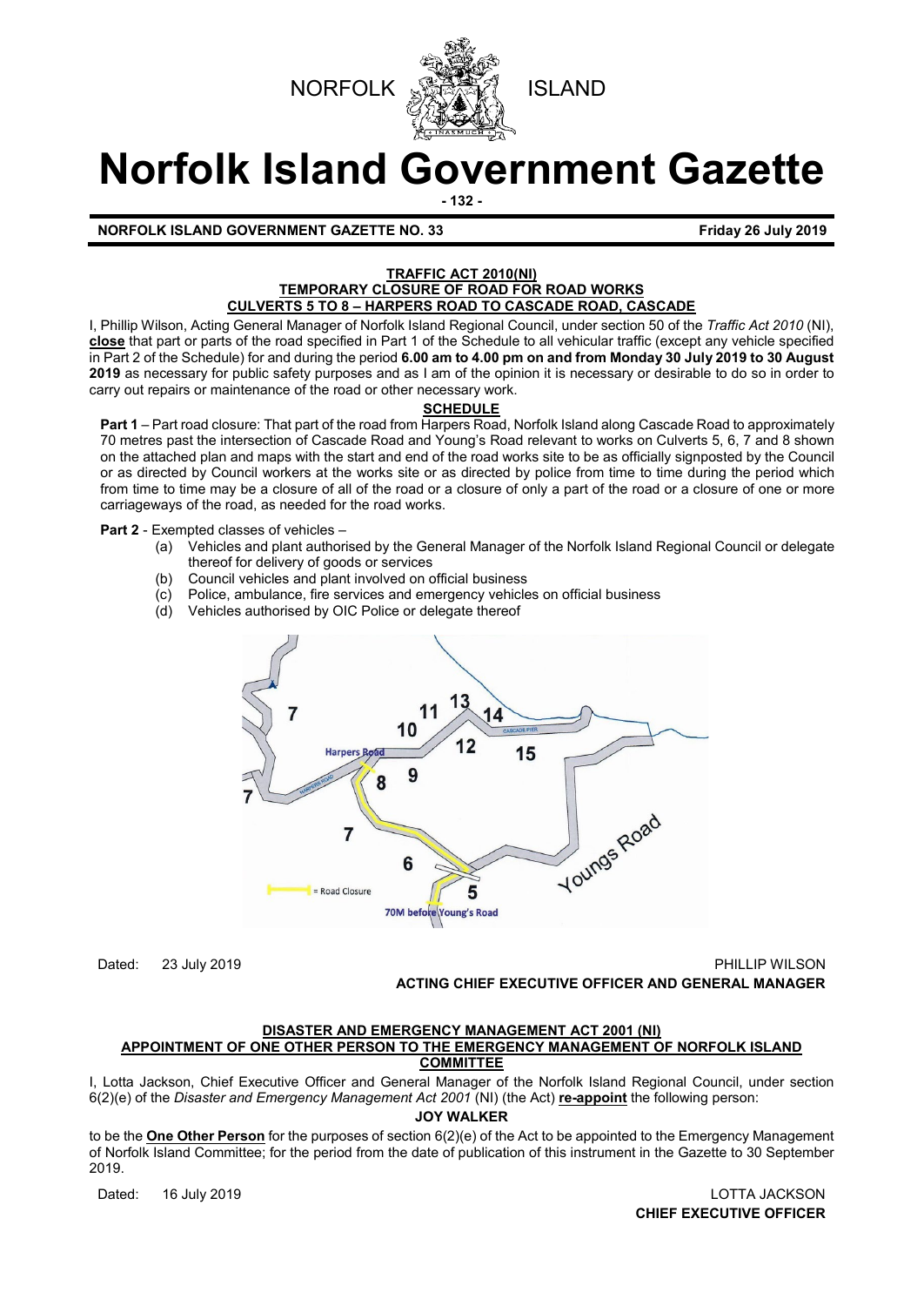NORFOLK ISLAND

# Norfolk Island Government Gazette

**NORFOLK ISLAND GOVERNMENT GAZETTE NO. 33** **Friday 26 July 2019**

**TRAFFIC ACT 2010(NI)**
**TEMPORARY CLOSURE OF ROAD FOR ROAD WORKS**
**CULVERTS 5 TO 8 – HARPERS ROAD TO CASCADE ROAD, CASCADE**

I, Phillip Wilson, Acting General Manager of Norfolk Island Regional Council, under section 50 of the *Traffic Act 2010* (NI), **close** that part or parts of the road specified in Part 1 of the Schedule to all vehicular traffic (except any vehicle specified in Part 2 of the Schedule) for and during the period **6.00 am to 4.00 pm on and from Monday 30 July 2019 to 30 August 2019** as necessary for public safety purposes and as I am of the opinion it is necessary or desirable to do so in order to carry out repairs or maintenance of the road or other necessary work.

**SCHEDULE**

**Part 1** – Part road closure: That part of the road from Harpers Road, Norfolk Island along Cascade Road to approximately 70 metres past the intersection of Cascade Road and Young's Road relevant to works on Culverts 5, 6, 7 and 8 shown on the attached plan and maps with the start and end of the road works site to be as officially signposted by the Council or as directed by Council workers at the works site or as directed by police from time to time during the period which from time to time may be a closure of all of the road or a closure of only a part of the road or a closure of one or more carriageways of the road, as needed for the road works.

**Part 2** - Exempted classes of vehicles –

(a) Vehicles and plant authorised by the General Manager of the Norfolk Island Regional Council or delegate thereof for delivery of goods or services
(b) Council vehicles and plant involved on official business
(c) Police, ambulance, fire services and emergency vehicles on official business
(d) Vehicles authorised by OIC Police or delegate thereof

Dated: 23 July 2019

PHILLIP WILSON
**ACTING CHIEF EXECUTIVE OFFICER AND GENERAL MANAGER**

**DISASTER AND EMERGENCY MANAGEMENT ACT 2001 (NI)**
**APPOINTMENT OF ONE OTHER PERSON TO THE EMERGENCY MANAGEMENT OF NORFOLK ISLAND COMMITTEE**

I, Lotta Jackson, Chief Executive Officer and General Manager of the Norfolk Island Regional Council, under section 6(2)(e) of the *Disaster and Emergency Management Act 2001* (NI) (the Act) **re-appoint** the following person:

**JOY WALKER**

to be the **One Other Person** for the purposes of section 6(2)(e) of the Act to be appointed to the Emergency Management of Norfolk Island Committee; for the period from the date of publication of this instrument in the Gazette to 30 September 2019.

Dated: 16 July 2019

LOTTA JACKSON
**CHIEF EXECUTIVE OFFICER**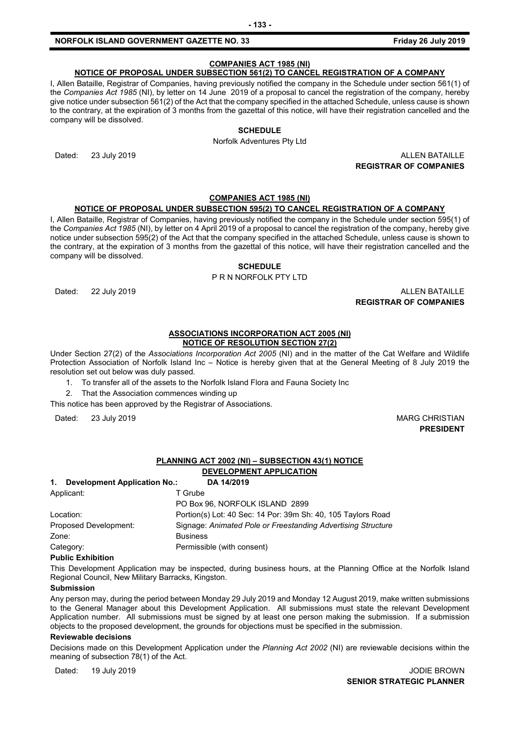## COMPANIES ACT 1985 (NI)

### NOTICE OF PROPOSAL UNDER SUBSECTION 561(2) TO CANCEL REGISTRATION OF A COMPANY

I, Allen Bataille, Registrar of Companies, having previously notified the company in the Schedule under section 561(1) of the *Companies Act 1985* (NI), by letter on 14 June 2019 of a proposal to cancel the registration of the company, hereby give notice under subsection 561(2) of the Act that the company specified in the attached Schedule, unless cause is shown to the contrary, at the expiration of 3 months from the gazettal of this notice, will have their registration cancelled and the company will be dissolved.

**SCHEDULE**

Norfolk Adventures Pty Ltd

Dated: 23 July 2019

ALLEN BATAILLE
**REGISTRAR OF COMPANIES**

## COMPANIES ACT 1985 (NI)

### NOTICE OF PROPOSAL UNDER SUBSECTION 595(2) TO CANCEL REGISTRATION OF A COMPANY

I, Allen Bataille, Registrar of Companies, having previously notified the company in the Schedule under section 595(1) of the *Companies Act 1985* (NI), by letter on 4 April 2019 of a proposal to cancel the registration of the company, hereby give notice under subsection 595(2) of the Act that the company specified in the attached Schedule, unless cause is shown to the contrary, at the expiration of 3 months from the gazettal of this notice, will have their registration cancelled and the company will be dissolved.

**SCHEDULE**

P R N NORFOLK PTY LTD

Dated: 22 July 2019

ALLEN BATAILLE
**REGISTRAR OF COMPANIES**

## ASSOCIATIONS INCORPORATION ACT 2005 (NI)

### NOTICE OF RESOLUTION SECTION 27(2)

Under Section 27(2) of the *Associations Incorporation Act 2005* (NI) and in the matter of the Cat Welfare and Wildlife Protection Association of Norfolk Island Inc – Notice is hereby given that at the General Meeting of 8 July 2019 the resolution set out below was duly passed.

1. To transfer all of the assets to the Norfolk Island Flora and Fauna Society Inc
2. That the Association commences winding up

This notice has been approved by the Registrar of Associations.

Dated: 23 July 2019

MARG CHRISTIAN
**PRESIDENT**

## PLANNING ACT 2002 (NI) – SUBSECTION 43(1) NOTICE

### DEVELOPMENT APPLICATION

**1. Development Application No.: DA 14/2019**

| | |
|---|---|
| Applicant: | T Grube<br>PO Box 96, NORFOLK ISLAND 2899 |
| Location: | Portion(s) Lot: 40 Sec: 14 Por: 39m Sh: 40, 105 Taylors Road |
| Proposed Development: | Signage: *Animated Pole or Freestanding Advertising Structure* |
| Zone: | Business |
| Category: | Permissible (with consent) |

**Public Exhibition**

This Development Application may be inspected, during business hours, at the Planning Office at the Norfolk Island Regional Council, New Military Barracks, Kingston.

**Submission**

Any person may, during the period between Monday 29 July 2019 and Monday 12 August 2019, make written submissions to the General Manager about this Development Application. All submissions must state the relevant Development Application number. All submissions must be signed by at least one person making the submission. If a submission objects to the proposed development, the grounds for objections must be specified in the submission.

**Reviewable decisions**

Decisions made on this Development Application under the *Planning Act 2002* (NI) are reviewable decisions within the meaning of subsection 78(1) of the Act.

Dated: 19 July 2019

JODIE BROWN
**SENIOR STRATEGIC PLANNER**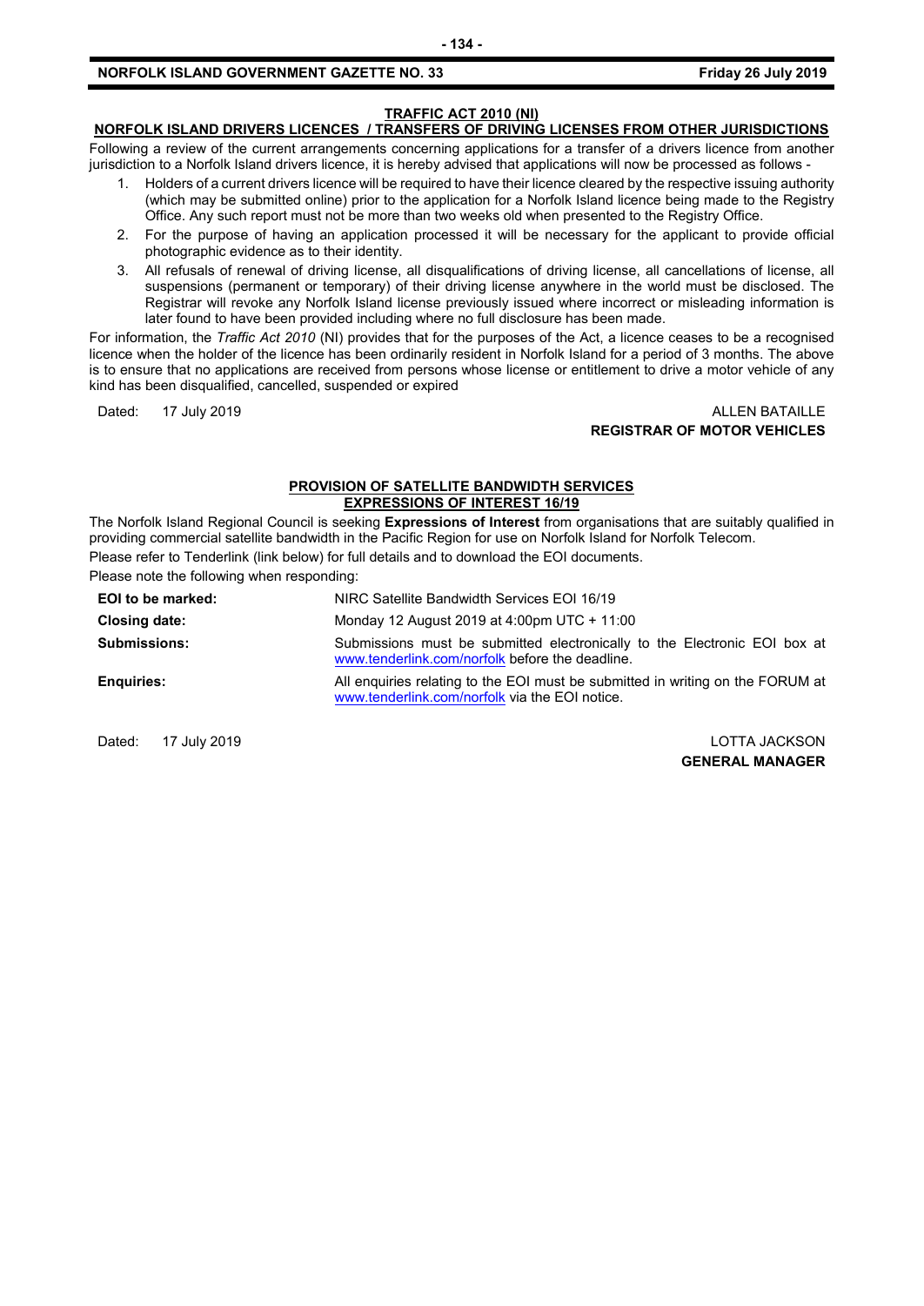## TRAFFIC ACT 2010 (NI)

### NORFOLK ISLAND DRIVERS LICENCES / TRANSFERS OF DRIVING LICENSES FROM OTHER JURISDICTIONS

Following a review of the current arrangements concerning applications for a transfer of a drivers licence from another jurisdiction to a Norfolk Island drivers licence, it is hereby advised that applications will now be processed as follows -

1. Holders of a current drivers licence will be required to have their licence cleared by the respective issuing authority (which may be submitted online) prior to the application for a Norfolk Island licence being made to the Registry Office. Any such report must not be more than two weeks old when presented to the Registry Office.
2. For the purpose of having an application processed it will be necessary for the applicant to provide official photographic evidence as to their identity.
3. All refusals of renewal of driving license, all disqualifications of driving license, all cancellations of license, all suspensions (permanent or temporary) of their driving license anywhere in the world must be disclosed. The Registrar will revoke any Norfolk Island license previously issued where incorrect or misleading information is later found to have been provided including where no full disclosure has been made.

For information, the *Traffic Act 2010* (NI) provides that for the purposes of the Act, a licence ceases to be a recognised licence when the holder of the licence has been ordinarily resident in Norfolk Island for a period of 3 months. The above is to ensure that no applications are received from persons whose license or entitlement to drive a motor vehicle of any kind has been disqualified, cancelled, suspended or expired

Dated: 17 July 2019

ALLEN BATAILLE
**REGISTRAR OF MOTOR VEHICLES**

## PROVISION OF SATELLITE BANDWIDTH SERVICES

### EXPRESSIONS OF INTEREST 16/19

The Norfolk Island Regional Council is seeking **Expressions of Interest** from organisations that are suitably qualified in providing commercial satellite bandwidth in the Pacific Region for use on Norfolk Island for Norfolk Telecom.

Please refer to Tenderlink (link below) for full details and to download the EOI documents.

Please note the following when responding:

| | |
|---|---|
| **EOI to be marked:** | NIRC Satellite Bandwidth Services EOI 16/19 |
| **Closing date:** | Monday 12 August 2019 at 4:00pm UTC + 11:00 |
| **Submissions:** | Submissions must be submitted electronically to the Electronic EOI box at www.tenderlink.com/norfolk before the deadline. |
| **Enquiries:** | All enquiries relating to the EOI must be submitted in writing on the FORUM at www.tenderlink.com/norfolk via the EOI notice. |

Dated: 17 July 2019

LOTTA JACKSON
**GENERAL MANAGER**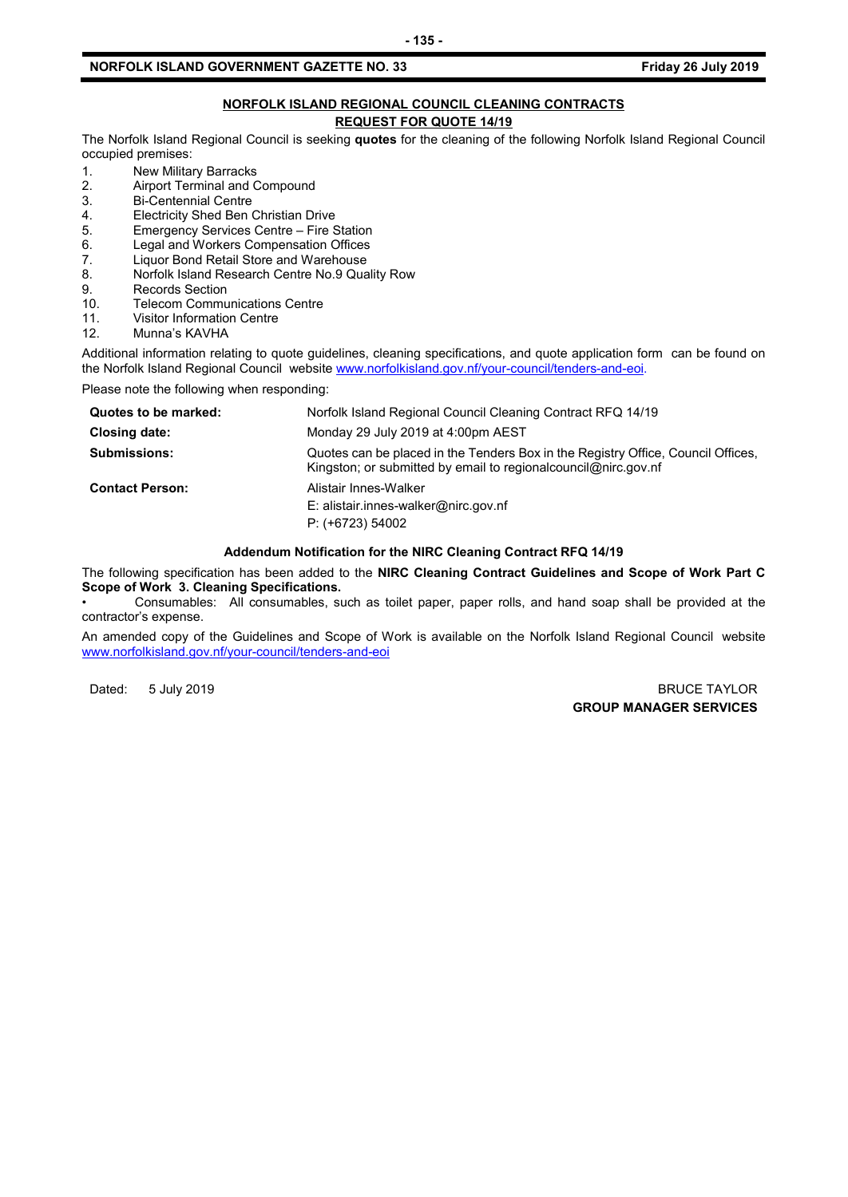## NORFOLK ISLAND REGIONAL COUNCIL CLEANING CONTRACTS

### REQUEST FOR QUOTE 14/19

The Norfolk Island Regional Council is seeking **quotes** for the cleaning of the following Norfolk Island Regional Council occupied premises:

1. New Military Barracks
2. Airport Terminal and Compound
3. Bi-Centennial Centre
4. Electricity Shed Ben Christian Drive
5. Emergency Services Centre – Fire Station
6. Legal and Workers Compensation Offices
7. Liquor Bond Retail Store and Warehouse
8. Norfolk Island Research Centre No.9 Quality Row
9. Records Section
10. Telecom Communications Centre
11. Visitor Information Centre
12. Munna's KAVHA

Additional information relating to quote guidelines, cleaning specifications, and quote application form can be found on the Norfolk Island Regional Council website www.norfolkisland.gov.nf/your-council/tenders-and-eoi.

Please note the following when responding:

| | |
|---|---|
| **Quotes to be marked:** | Norfolk Island Regional Council Cleaning Contract RFQ 14/19 |
| **Closing date:** | Monday 29 July 2019 at 4:00pm AEST |
| **Submissions:** | Quotes can be placed in the Tenders Box in the Registry Office, Council Offices, Kingston; or submitted by email to regionalcouncil@nirc.gov.nf |
| **Contact Person:** | Alistair Innes-Walker<br>E: alistair.innes-walker@nirc.gov.nf<br>P: (+6723) 54002 |

**Addendum Notification for the NIRC Cleaning Contract RFQ 14/19**

The following specification has been added to the **NIRC Cleaning Contract Guidelines and Scope of Work Part C Scope of Work 3. Cleaning Specifications.**

- Consumables: All consumables, such as toilet paper, paper rolls, and hand soap shall be provided at the contractor's expense.

An amended copy of the Guidelines and Scope of Work is available on the Norfolk Island Regional Council website www.norfolkisland.gov.nf/your-council/tenders-and-eoi

Dated: 5 July 2019

BRUCE TAYLOR
**GROUP MANAGER SERVICES**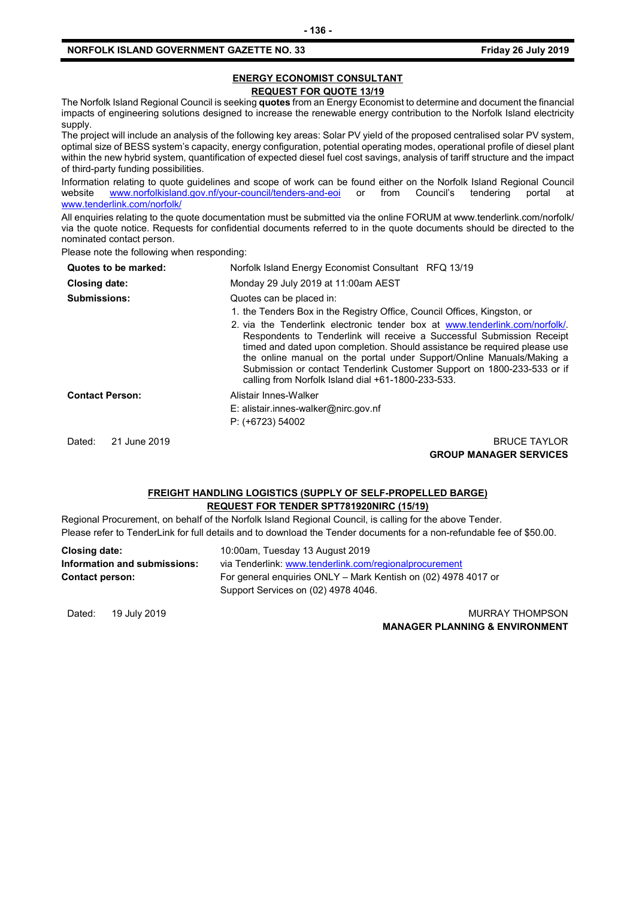## ENERGY ECONOMIST CONSULTANT

### REQUEST FOR QUOTE 13/19

The Norfolk Island Regional Council is seeking **quotes** from an Energy Economist to determine and document the financial impacts of engineering solutions designed to increase the renewable energy contribution to the Norfolk Island electricity supply.

The project will include an analysis of the following key areas: Solar PV yield of the proposed centralised solar PV system, optimal size of BESS system's capacity, energy configuration, potential operating modes, operational profile of diesel plant within the new hybrid system, quantification of expected diesel fuel cost savings, analysis of tariff structure and the impact of third-party funding possibilities.

Information relating to quote guidelines and scope of work can be found either on the Norfolk Island Regional Council website www.norfolkisland.gov.nf/your-council/tenders-and-eoi or from Council's tendering portal at www.tenderlink.com/norfolk/

All enquiries relating to the quote documentation must be submitted via the online FORUM at www.tenderlink.com/norfolk/ via the quote notice. Requests for confidential documents referred to in the quote documents should be directed to the nominated contact person.

Please note the following when responding:

| | |
|---|---|
| **Quotes to be marked:** | Norfolk Island Energy Economist Consultant RFQ 13/19 |
| **Closing date:** | Monday 29 July 2019 at 11:00am AEST |
| **Submissions:** | Quotes can be placed in:<br>1. the Tenders Box in the Registry Office, Council Offices, Kingston, or<br>2. via the Tenderlink electronic tender box at www.tenderlink.com/norfolk/. Respondents to Tenderlink will receive a Successful Submission Receipt timed and dated upon completion. Should assistance be required please use the online manual on the portal under Support/Online Manuals/Making a Submission or contact Tenderlink Customer Support on 1800-233-533 or if calling from Norfolk Island dial +61-1800-233-533. |
| **Contact Person:** | Alistair Innes-Walker<br>E: alistair.innes-walker@nirc.gov.nf<br>P: (+6723) 54002 |

Dated: 21 June 2019

BRUCE TAYLOR
**GROUP MANAGER SERVICES**

## FREIGHT HANDLING LOGISTICS (SUPPLY OF SELF-PROPELLED BARGE)

### REQUEST FOR TENDER SPT781920NIRC (15/19)

Regional Procurement, on behalf of the Norfolk Island Regional Council, is calling for the above Tender.
Please refer to TenderLink for full details and to download the Tender documents for a non-refundable fee of $50.00.

| | |
|---|---|
| **Closing date:** | 10:00am, Tuesday 13 August 2019 |
| **Information and submissions:** | via Tenderlink: www.tenderlink.com/regionalprocurement |
| **Contact person:** | For general enquiries ONLY – Mark Kentish on (02) 4978 4017 or Support Services on (02) 4978 4046. |

Dated: 19 July 2019

MURRAY THOMPSON
**MANAGER PLANNING & ENVIRONMENT**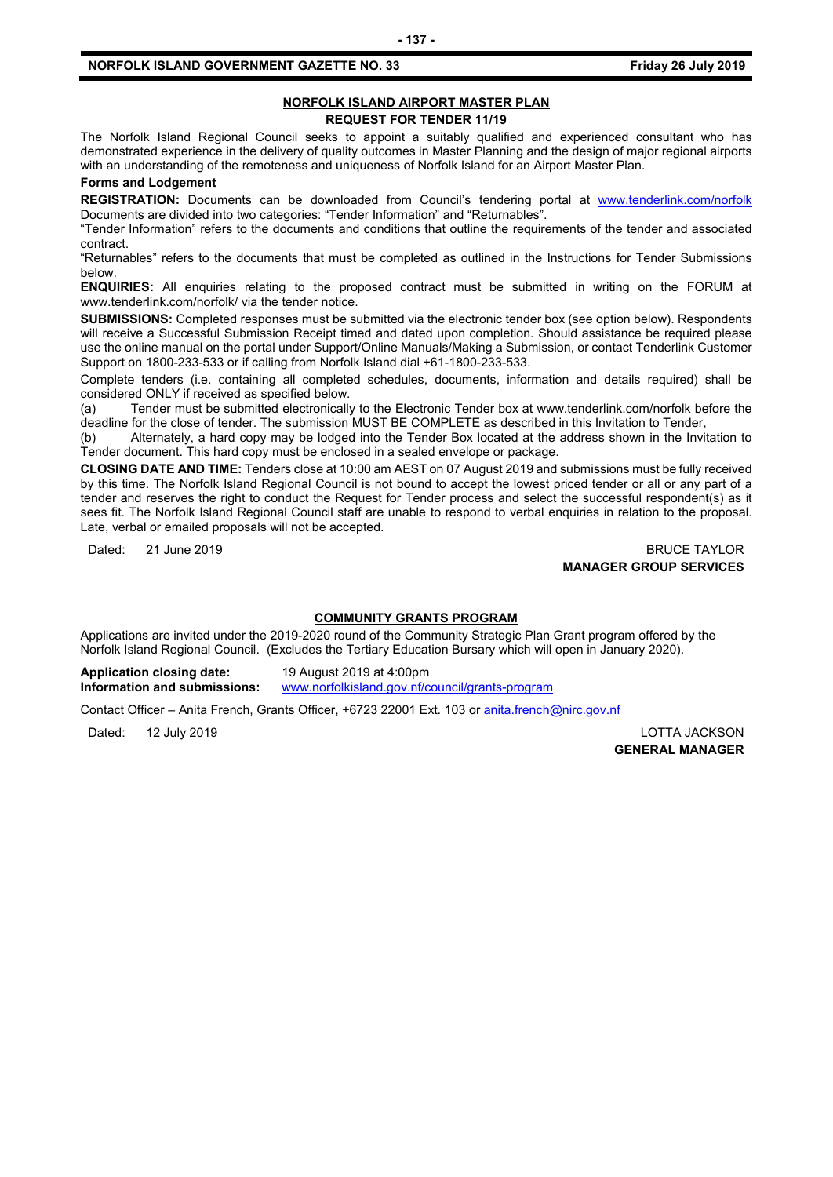## NORFOLK ISLAND AIRPORT MASTER PLAN

## REQUEST FOR TENDER 11/19

The Norfolk Island Regional Council seeks to appoint a suitably qualified and experienced consultant who has demonstrated experience in the delivery of quality outcomes in Master Planning and the design of major regional airports with an understanding of the remoteness and uniqueness of Norfolk Island for an Airport Master Plan.

**Forms and Lodgement**

**REGISTRATION:** Documents can be downloaded from Council's tendering portal at www.tenderlink.com/norfolk Documents are divided into two categories: "Tender Information" and "Returnables".

"Tender Information" refers to the documents and conditions that outline the requirements of the tender and associated contract.

"Returnables" refers to the documents that must be completed as outlined in the Instructions for Tender Submissions below.

**ENQUIRIES:** All enquiries relating to the proposed contract must be submitted in writing on the FORUM at www.tenderlink.com/norfolk/ via the tender notice.

**SUBMISSIONS:** Completed responses must be submitted via the electronic tender box (see option below). Respondents will receive a Successful Submission Receipt timed and dated upon completion. Should assistance be required please use the online manual on the portal under Support/Online Manuals/Making a Submission, or contact Tenderlink Customer Support on 1800-233-533 or if calling from Norfolk Island dial +61-1800-233-533.

Complete tenders (i.e. containing all completed schedules, documents, information and details required) shall be considered ONLY if received as specified below.

(a) Tender must be submitted electronically to the Electronic Tender box at www.tenderlink.com/norfolk before the deadline for the close of tender. The submission MUST BE COMPLETE as described in this Invitation to Tender,

(b) Alternately, a hard copy may be lodged into the Tender Box located at the address shown in the Invitation to Tender document. This hard copy must be enclosed in a sealed envelope or package.

**CLOSING DATE AND TIME:** Tenders close at 10:00 am AEST on 07 August 2019 and submissions must be fully received by this time. The Norfolk Island Regional Council is not bound to accept the lowest priced tender or all or any part of a tender and reserves the right to conduct the Request for Tender process and select the successful respondent(s) as it sees fit. The Norfolk Island Regional Council staff are unable to respond to verbal enquiries in relation to the proposal. Late, verbal or emailed proposals will not be accepted.

Dated: 21 June 2019

BRUCE TAYLOR
**MANAGER GROUP SERVICES**

## COMMUNITY GRANTS PROGRAM

Applications are invited under the 2019-2020 round of the Community Strategic Plan Grant program offered by the Norfolk Island Regional Council. (Excludes the Tertiary Education Bursary which will open in January 2020).

**Application closing date:** 19 August 2019 at 4:00pm
**Information and submissions:** www.norfolkisland.gov.nf/council/grants-program

Contact Officer – Anita French, Grants Officer, +6723 22001 Ext. 103 or anita.french@nirc.gov.nf

Dated: 12 July 2019

LOTTA JACKSON
**GENERAL MANAGER**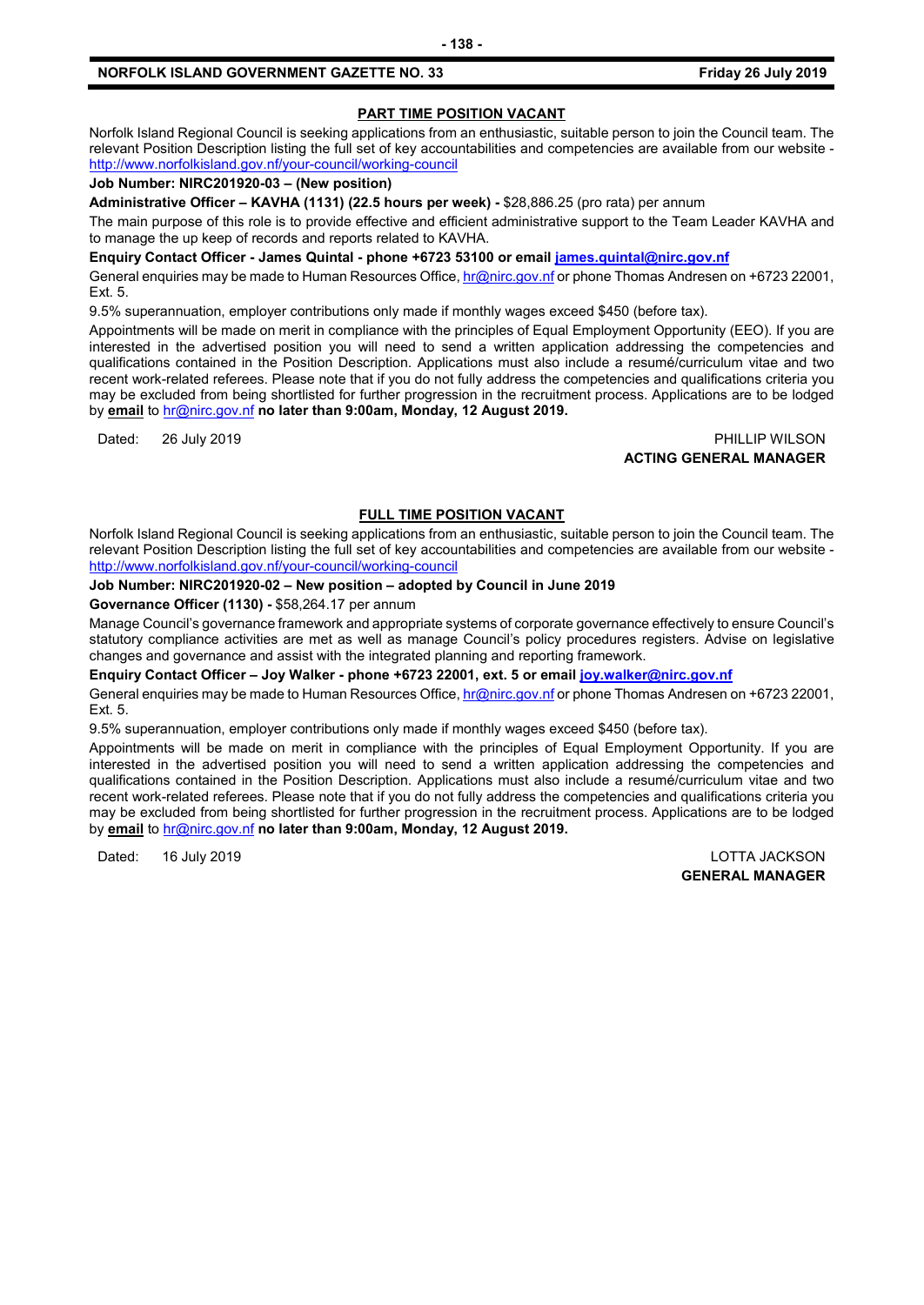## PART TIME POSITION VACANT

Norfolk Island Regional Council is seeking applications from an enthusiastic, suitable person to join the Council team. The relevant Position Description listing the full set of key accountabilities and competencies are available from our website - http://www.norfolkisland.gov.nf/your-council/working-council

**Job Number: NIRC201920-03 – (New position)**

**Administrative Officer – KAVHA (1131) (22.5 hours per week) -** $28,886.25 (pro rata) per annum

The main purpose of this role is to provide effective and efficient administrative support to the Team Leader KAVHA and to manage the up keep of records and reports related to KAVHA.

**Enquiry Contact Officer - James Quintal - phone +6723 53100 or email james.quintal@nirc.gov.nf**

General enquiries may be made to Human Resources Office, hr@nirc.gov.nf or phone Thomas Andresen on +6723 22001, Ext. 5.

9.5% superannuation, employer contributions only made if monthly wages exceed $450 (before tax).

Appointments will be made on merit in compliance with the principles of Equal Employment Opportunity (EEO). If you are interested in the advertised position you will need to send a written application addressing the competencies and qualifications contained in the Position Description. Applications must also include a resumé/curriculum vitae and two recent work-related referees. Please note that if you do not fully address the competencies and qualifications criteria you may be excluded from being shortlisted for further progression in the recruitment process. Applications are to be lodged by **email** to hr@nirc.gov.nf **no later than 9:00am, Monday, 12 August 2019.**

Dated: 26 July 2019

PHILLIP WILSON
**ACTING GENERAL MANAGER**

## FULL TIME POSITION VACANT

Norfolk Island Regional Council is seeking applications from an enthusiastic, suitable person to join the Council team. The relevant Position Description listing the full set of key accountabilities and competencies are available from our website - http://www.norfolkisland.gov.nf/your-council/working-council

**Job Number: NIRC201920-02 – New position – adopted by Council in June 2019**

**Governance Officer (1130) -** $58,264.17 per annum

Manage Council's governance framework and appropriate systems of corporate governance effectively to ensure Council's statutory compliance activities are met as well as manage Council's policy procedures registers. Advise on legislative changes and governance and assist with the integrated planning and reporting framework.

**Enquiry Contact Officer – Joy Walker - phone +6723 22001, ext. 5 or email joy.walker@nirc.gov.nf**

General enquiries may be made to Human Resources Office, hr@nirc.gov.nf or phone Thomas Andresen on +6723 22001, Ext. 5.

9.5% superannuation, employer contributions only made if monthly wages exceed $450 (before tax).

Appointments will be made on merit in compliance with the principles of Equal Employment Opportunity. If you are interested in the advertised position you will need to send a written application addressing the competencies and qualifications contained in the Position Description. Applications must also include a resumé/curriculum vitae and two recent work-related referees. Please note that if you do not fully address the competencies and qualifications criteria you may be excluded from being shortlisted for further progression in the recruitment process. Applications are to be lodged by **email** to hr@nirc.gov.nf **no later than 9:00am, Monday, 12 August 2019.**

Dated: 16 July 2019

LOTTA JACKSON
**GENERAL MANAGER**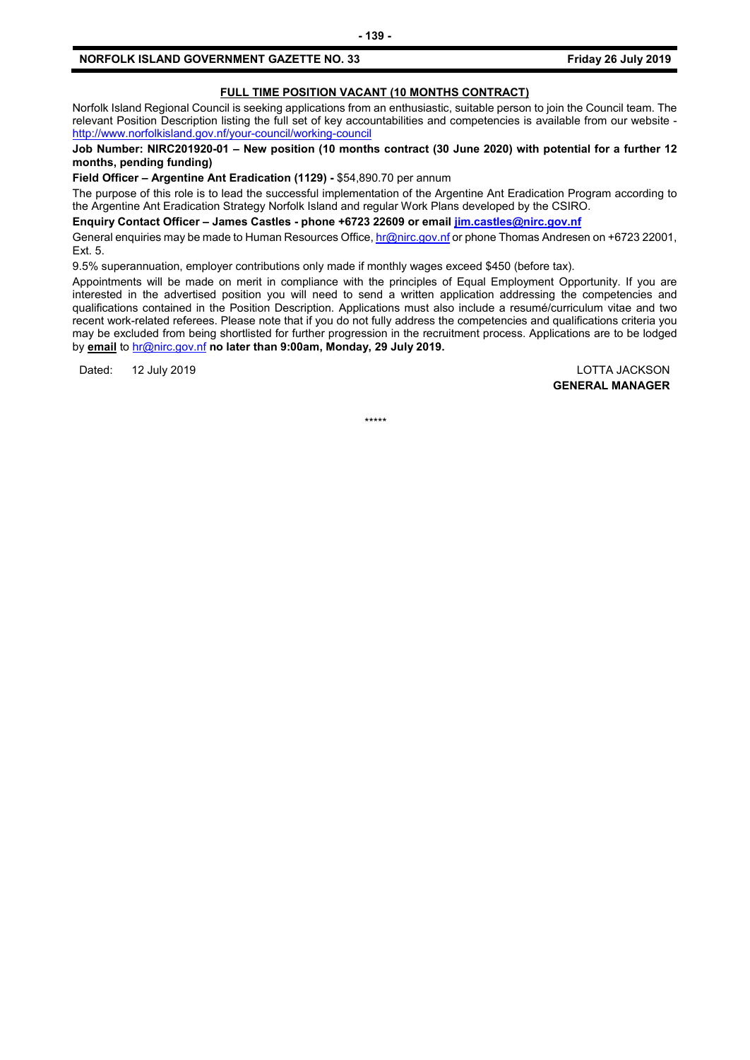## FULL TIME POSITION VACANT (10 MONTHS CONTRACT)

Norfolk Island Regional Council is seeking applications from an enthusiastic, suitable person to join the Council team. The relevant Position Description listing the full set of key accountabilities and competencies is available from our website - http://www.norfolkisland.gov.nf/your-council/working-council

**Job Number: NIRC201920-01 – New position (10 months contract (30 June 2020) with potential for a further 12 months, pending funding)**

**Field Officer – Argentine Ant Eradication (1129) -** $54,890.70 per annum

The purpose of this role is to lead the successful implementation of the Argentine Ant Eradication Program according to the Argentine Ant Eradication Strategy Norfolk Island and regular Work Plans developed by the CSIRO.

**Enquiry Contact Officer – James Castles - phone +6723 22609 or email jim.castles@nirc.gov.nf**

General enquiries may be made to Human Resources Office, hr@nirc.gov.nf or phone Thomas Andresen on +6723 22001, Ext. 5.

9.5% superannuation, employer contributions only made if monthly wages exceed $450 (before tax).

Appointments will be made on merit in compliance with the principles of Equal Employment Opportunity. If you are interested in the advertised position you will need to send a written application addressing the competencies and qualifications contained in the Position Description. Applications must also include a resumé/curriculum vitae and two recent work-related referees. Please note that if you do not fully address the competencies and qualifications criteria you may be excluded from being shortlisted for further progression in the recruitment process. Applications are to be lodged by **email** to hr@nirc.gov.nf **no later than 9:00am, Monday, 29 July 2019.**

Dated: 12 July 2019

LOTTA JACKSON
**GENERAL MANAGER**

*****